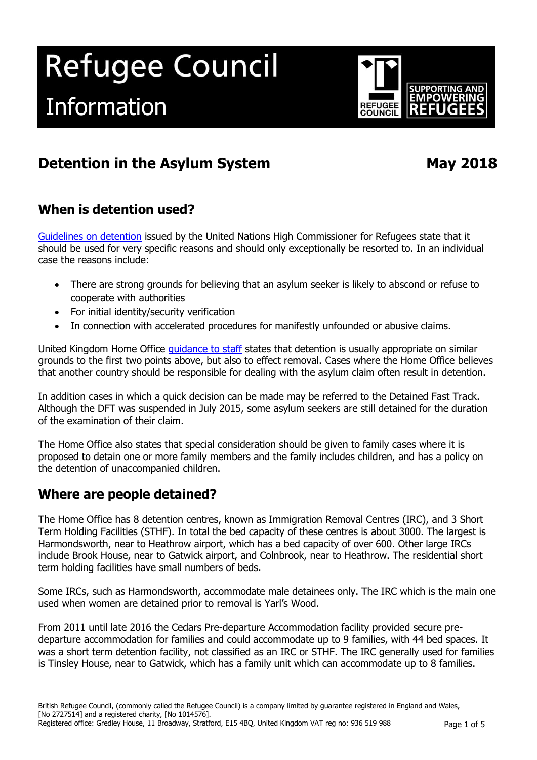# Refugee Council Information

## Detention in the Asylum System

May 2018

## When is detention used?

[Guidelines on detention] issued by the United Nations High Commissioner for Refugees state that it should be used for very specific reasons and should only exceptionally be resorted to. In an individual case the reasons include:

- There are strong grounds for believing that an asylum seeker is likely to abscond or refuse to cooperate with authorities
- For initial identity/security verification
- In connection with accelerated procedures for manifestly unfounded or abusive claims.

United Kingdom Home Office guidance to staff states that detention is usually appropriate on similar grounds to the first two points above, but also to effect removal. Cases where the Home Office believes that another country should be responsible for dealing with the asylum claim often result in detention.

In addition cases in which a quick decision can be made may be referred to the Detained Fast Track. Although the DFT was suspended in July 2015, some asylum seekers are still detained for the duration of the examination of their claim.

The Home Office also states that special consideration should be given to family cases where it is proposed to detain one or more family members and the family includes children, and has a policy on the detention of unaccompanied children.

## Where are people detained?

The Home Office has 8 detention centres, known as Immigration Removal Centres (IRC), and 3 Short Term Holding Facilities (STHF). In total the bed capacity of these centres is about 3000. The largest is Harmondsworth, near to Heathrow airport, which has a bed capacity of over 600. Other large IRCs include Brook House, near to Gatwick airport, and Colnbrook, near to Heathrow. The residential short term holding facilities have small numbers of beds.

Some IRCs, such as Harmondsworth, accommodate male detainees only. The IRC which is the main one used when women are detained prior to removal is Yarl's Wood.

From 2011 until late 2016 the Cedars Pre-departure Accommodation facility provided secure pre-departure accommodation for families and could accommodate up to 9 families, with 44 bed spaces. It was a short term detention facility, not classified as an IRC or STHF. The IRC generally used for families is Tinsley House, near to Gatwick, which has a family unit which can accommodate up to 8 families.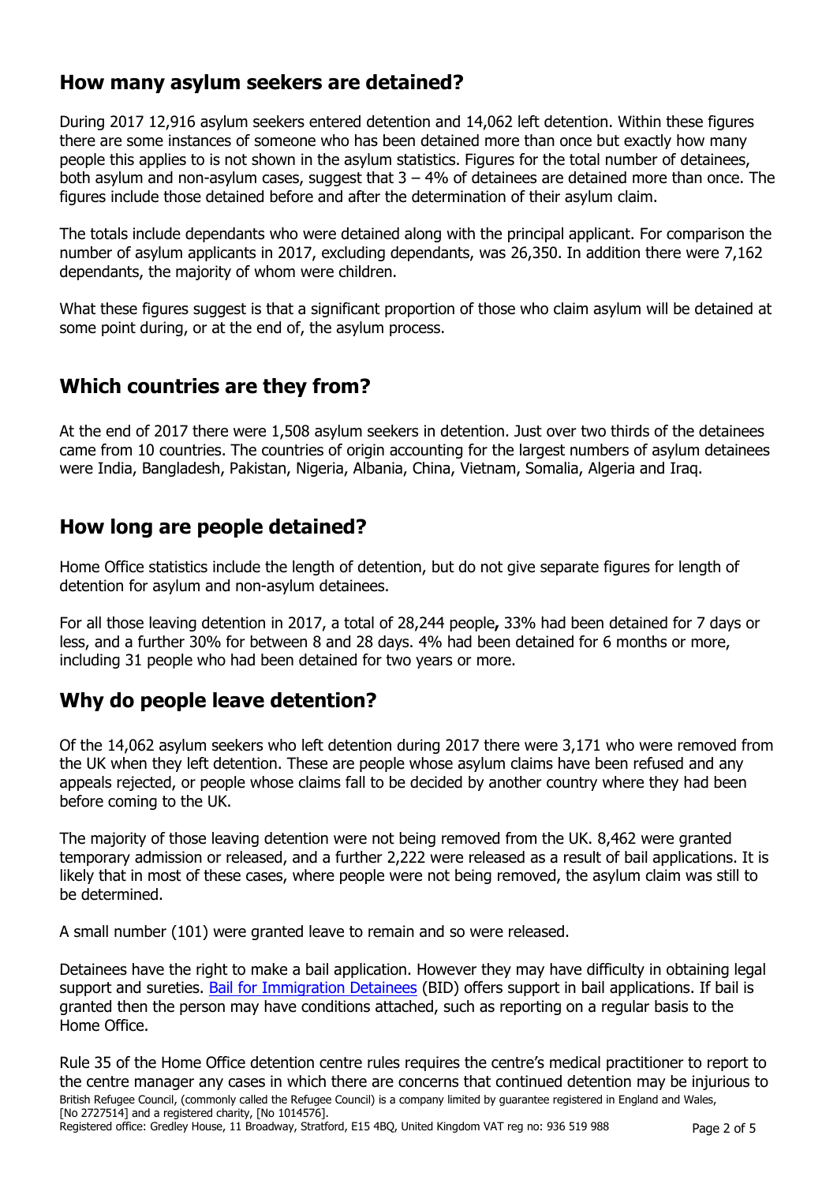## How many asylum seekers are detained?

During 2017 12,916 asylum seekers entered detention and 14,062 left detention. Within these figures there are some instances of someone who has been detained more than once but exactly how many people this applies to is not shown in the asylum statistics. Figures for the total number of detainees, both asylum and non-asylum cases, suggest that 3 – 4% of detainees are detained more than once. The figures include those detained before and after the determination of their asylum claim.

The totals include dependants who were detained along with the principal applicant. For comparison the number of asylum applicants in 2017, excluding dependants, was 26,350. In addition there were 7,162 dependants, the majority of whom were children.

What these figures suggest is that a significant proportion of those who claim asylum will be detained at some point during, or at the end of, the asylum process.

## Which countries are they from?

At the end of 2017 there were 1,508 asylum seekers in detention. Just over two thirds of the detainees came from 10 countries. The countries of origin accounting for the largest numbers of asylum detainees were India, Bangladesh, Pakistan, Nigeria, Albania, China, Vietnam, Somalia, Algeria and Iraq.

## How long are people detained?

Home Office statistics include the length of detention, but do not give separate figures for length of detention for asylum and non-asylum detainees.

For all those leaving detention in 2017, a total of 28,244 people**,** 33% had been detained for 7 days or less, and a further 30% for between 8 and 28 days. 4% had been detained for 6 months or more, including 31 people who had been detained for two years or more.

## Why do people leave detention?

Of the 14,062 asylum seekers who left detention during 2017 there were 3,171 who were removed from the UK when they left detention. These are people whose asylum claims have been refused and any appeals rejected, or people whose claims fall to be decided by another country where they had been before coming to the UK.

The majority of those leaving detention were not being removed from the UK. 8,462 were granted temporary admission or released, and a further 2,222 were released as a result of bail applications. It is likely that in most of these cases, where people were not being removed, the asylum claim was still to be determined.

A small number (101) were granted leave to remain and so were released.

Detainees have the right to make a bail application. However they may have difficulty in obtaining legal support and sureties. Bail for Immigration Detainees (BID) offers support in bail applications. If bail is granted then the person may have conditions attached, such as reporting on a regular basis to the Home Office.

Rule 35 of the Home Office detention centre rules requires the centre's medical practitioner to report to the centre manager any cases in which there are concerns that continued detention may be injurious to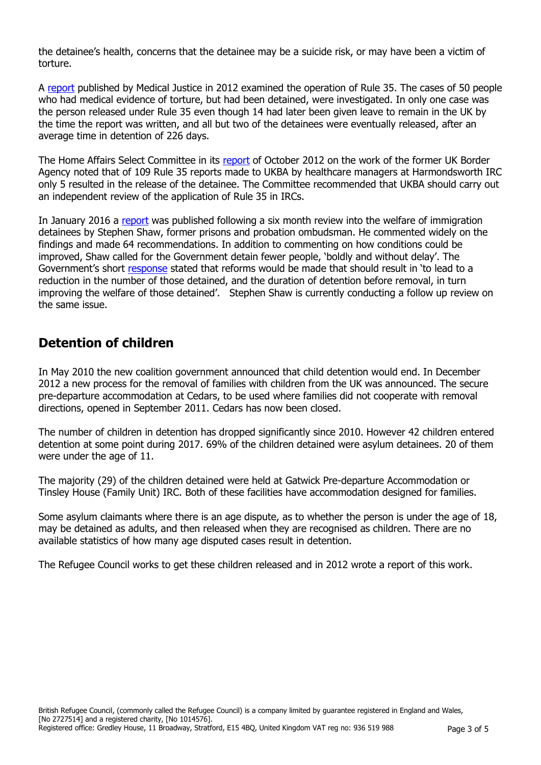the detainee's health, concerns that the detainee may be a suicide risk, or may have been a victim of torture.

A [report](#) published by Medical Justice in 2012 examined the operation of Rule 35. The cases of 50 people who had medical evidence of torture, but had been detained, were investigated. In only one case was the person released under Rule 35 even though 14 had later been given leave to remain in the UK by the time the report was written, and all but two of the detainees were eventually released, after an average time in detention of 226 days.

The Home Affairs Select Committee in its [report](#) of October 2012 on the work of the former UK Border Agency noted that of 109 Rule 35 reports made to UKBA by healthcare managers at Harmondsworth IRC only 5 resulted in the release of the detainee. The Committee recommended that UKBA should carry out an independent review of the application of Rule 35 in IRCs.

In January 2016 a [report](#) was published following a six month review into the welfare of immigration detainees by Stephen Shaw, former prisons and probation ombudsman. He commented widely on the findings and made 64 recommendations. In addition to commenting on how conditions could be improved, Shaw called for the Government detain fewer people, 'boldly and without delay'. The Government's short [response](#) stated that reforms would be made that should result in 'to lead to a reduction in the number of those detained, and the duration of detention before removal, in turn improving the welfare of those detained'. Stephen Shaw is currently conducting a follow up review on the same issue.

## Detention of children

In May 2010 the new coalition government announced that child detention would end. In December 2012 a new process for the removal of families with children from the UK was announced. The secure pre-departure accommodation at Cedars, to be used where families did not cooperate with removal directions, opened in September 2011. Cedars has now been closed.

The number of children in detention has dropped significantly since 2010. However 42 children entered detention at some point during 2017. 69% of the children detained were asylum detainees. 20 of them were under the age of 11.

The majority (29) of the children detained were held at Gatwick Pre-departure Accommodation or Tinsley House (Family Unit) IRC. Both of these facilities have accommodation designed for families.

Some asylum claimants where there is an age dispute, as to whether the person is under the age of 18, may be detained as adults, and then released when they are recognised as children. There are no available statistics of how many age disputed cases result in detention.

The Refugee Council works to get these children released and in 2012 wrote a report of this work.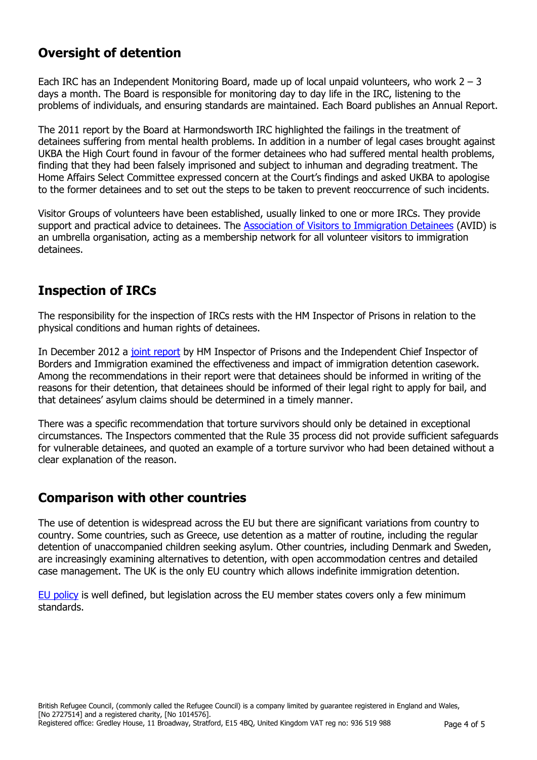## Oversight of detention

Each IRC has an Independent Monitoring Board, made up of local unpaid volunteers, who work 2 – 3 days a month. The Board is responsible for monitoring day to day life in the IRC, listening to the problems of individuals, and ensuring standards are maintained. Each Board publishes an Annual Report.

The 2011 report by the Board at Harmondsworth IRC highlighted the failings in the treatment of detainees suffering from mental health problems. In addition in a number of legal cases brought against UKBA the High Court found in favour of the former detainees who had suffered mental health problems, finding that they had been falsely imprisoned and subject to inhuman and degrading treatment. The Home Affairs Select Committee expressed concern at the Court's findings and asked UKBA to apologise to the former detainees and to set out the steps to be taken to prevent reoccurrence of such incidents.

Visitor Groups of volunteers have been established, usually linked to one or more IRCs. They provide support and practical advice to detainees. The Association of Visitors to Immigration Detainees (AVID) is an umbrella organisation, acting as a membership network for all volunteer visitors to immigration detainees.

## Inspection of IRCs

The responsibility for the inspection of IRCs rests with the HM Inspector of Prisons in relation to the physical conditions and human rights of detainees.

In December 2012 a joint report by HM Inspector of Prisons and the Independent Chief Inspector of Borders and Immigration examined the effectiveness and impact of immigration detention casework. Among the recommendations in their report were that detainees should be informed in writing of the reasons for their detention, that detainees should be informed of their legal right to apply for bail, and that detainees' asylum claims should be determined in a timely manner.

There was a specific recommendation that torture survivors should only be detained in exceptional circumstances. The Inspectors commented that the Rule 35 process did not provide sufficient safeguards for vulnerable detainees, and quoted an example of a torture survivor who had been detained without a clear explanation of the reason.

## Comparison with other countries

The use of detention is widespread across the EU but there are significant variations from country to country. Some countries, such as Greece, use detention as a matter of routine, including the regular detention of unaccompanied children seeking asylum. Other countries, including Denmark and Sweden, are increasingly examining alternatives to detention, with open accommodation centres and detailed case management. The UK is the only EU country which allows indefinite immigration detention.

EU policy is well defined, but legislation across the EU member states covers only a few minimum standards.

British Refugee Council, (commonly called the Refugee Council) is a company limited by guarantee registered in England and Wales, [No 2727514] and a registered charity, [No 1014576].
Registered office: Gredley House, 11 Broadway, Stratford, E15 4BQ, United Kingdom VAT reg no: 936 519 988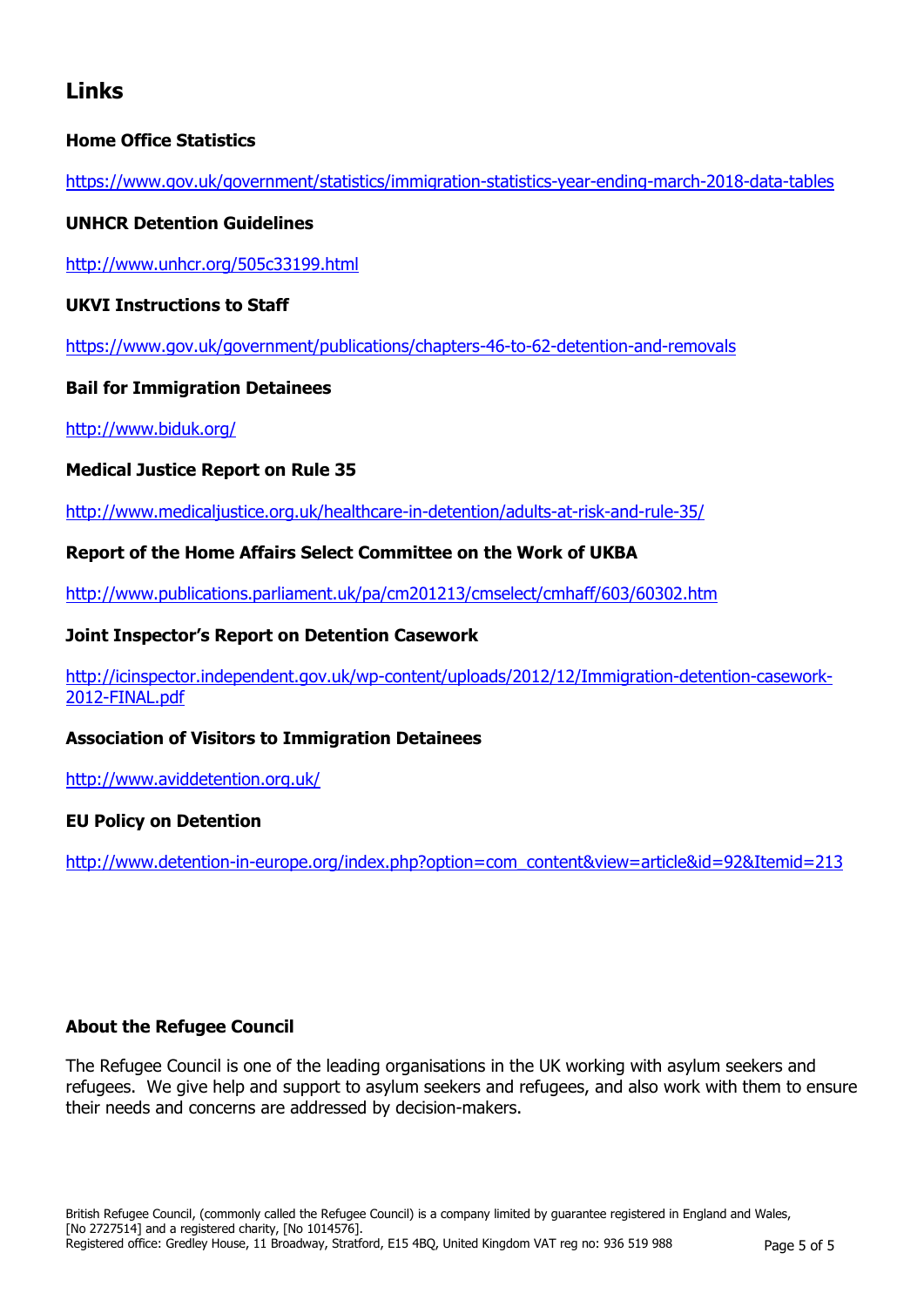## Links

**Home Office Statistics**

https://www.gov.uk/government/statistics/immigration-statistics-year-ending-march-2018-data-tables

**UNHCR Detention Guidelines**

http://www.unhcr.org/505c33199.html

**UKVI Instructions to Staff**

https://www.gov.uk/government/publications/chapters-46-to-62-detention-and-removals

**Bail for Immigration Detainees**

http://www.biduk.org/

**Medical Justice Report on Rule 35**

http://www.medicaljustice.org.uk/healthcare-in-detention/adults-at-risk-and-rule-35/

**Report of the Home Affairs Select Committee on the Work of UKBA**

http://www.publications.parliament.uk/pa/cm201213/cmselect/cmhaff/603/60302.htm

**Joint Inspector's Report on Detention Casework**

http://icinspector.independent.gov.uk/wp-content/uploads/2012/12/Immigration-detention-casework-2012-FINAL.pdf

**Association of Visitors to Immigration Detainees**

http://www.aviddetention.org.uk/

**EU Policy on Detention**

http://www.detention-in-europe.org/index.php?option=com_content&view=article&id=92&Itemid=213

**About the Refugee Council**

The Refugee Council is one of the leading organisations in the UK working with asylum seekers and refugees. We give help and support to asylum seekers and refugees, and also work with them to ensure their needs and concerns are addressed by decision-makers.

British Refugee Council, (commonly called the Refugee Council) is a company limited by guarantee registered in England and Wales, [No 2727514] and a registered charity, [No 1014576].
Registered office: Gredley House, 11 Broadway, Stratford, E15 4BQ, United Kingdom VAT reg no: 936 519 988